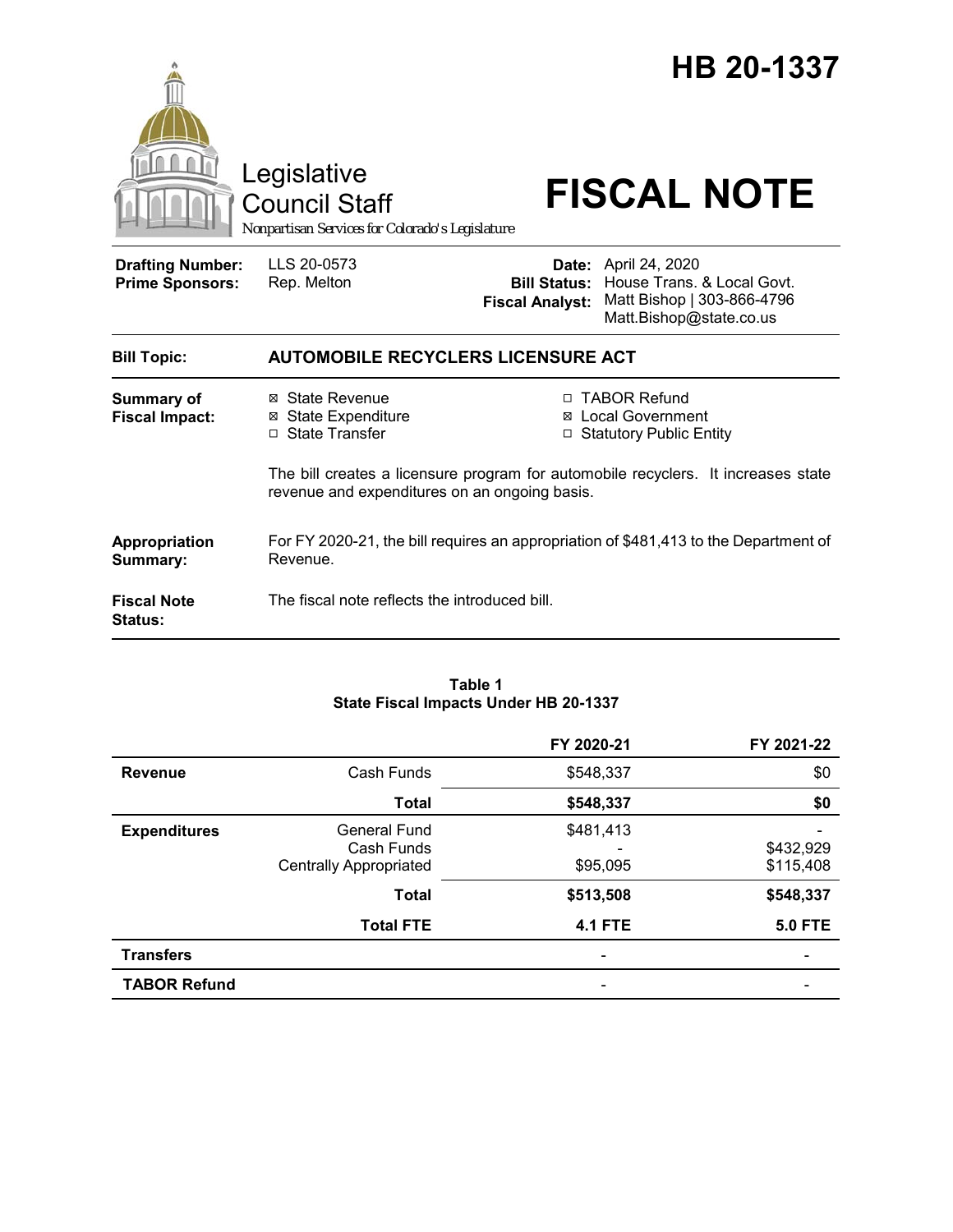# HB 20-1337

Legislative Council Staff

*Nonpartisan Services for Colorado's Legislature*

# FISCAL NOTE

| | | | |
|---|---|---|---|
| **Drafting Number:** | LLS 20-0573 | **Date:** | April 24, 2020 |
| **Prime Sponsors:** | Rep. Melton | **Bill Status:** | House Trans. & Local Govt. |
| | | **Fiscal Analyst:** | Matt Bishop \| 303-866-4796 Matt.Bishop@state.co.us |

| | |
|---|---|
| **Bill Topic:** | **AUTOMOBILE RECYCLERS LICENSURE ACT** |
| **Summary of Fiscal Impact:** | ☒ State Revenue ☒ State Expenditure ☐ State Transfer ☐ TABOR Refund ☒ Local Government ☐ Statutory Public Entity<br><br>The bill creates a licensure program for automobile recyclers. It increases state revenue and expenditures on an ongoing basis. |
| **Appropriation Summary:** | For FY 2020-21, the bill requires an appropriation of $481,413 to the Department of Revenue. |
| **Fiscal Note Status:** | The fiscal note reflects the introduced bill. |

**Table 1**
**State Fiscal Impacts Under HB 20-1337**

| | | FY 2020-21 | FY 2021-22 |
|---|---|---|---|
| **Revenue** | Cash Funds | $548,337 | $0 |
| | **Total** | **$548,337** | **$0** |
| **Expenditures** | General Fund | $481,413 | - |
| | Cash Funds | - | $432,929 |
| | Centrally Appropriated | $95,095 | $115,408 |
| | **Total** | **$513,508** | **$548,337** |
| | **Total FTE** | **4.1 FTE** | **5.0 FTE** |
| **Transfers** | | - | - |
| **TABOR Refund** | | - | - |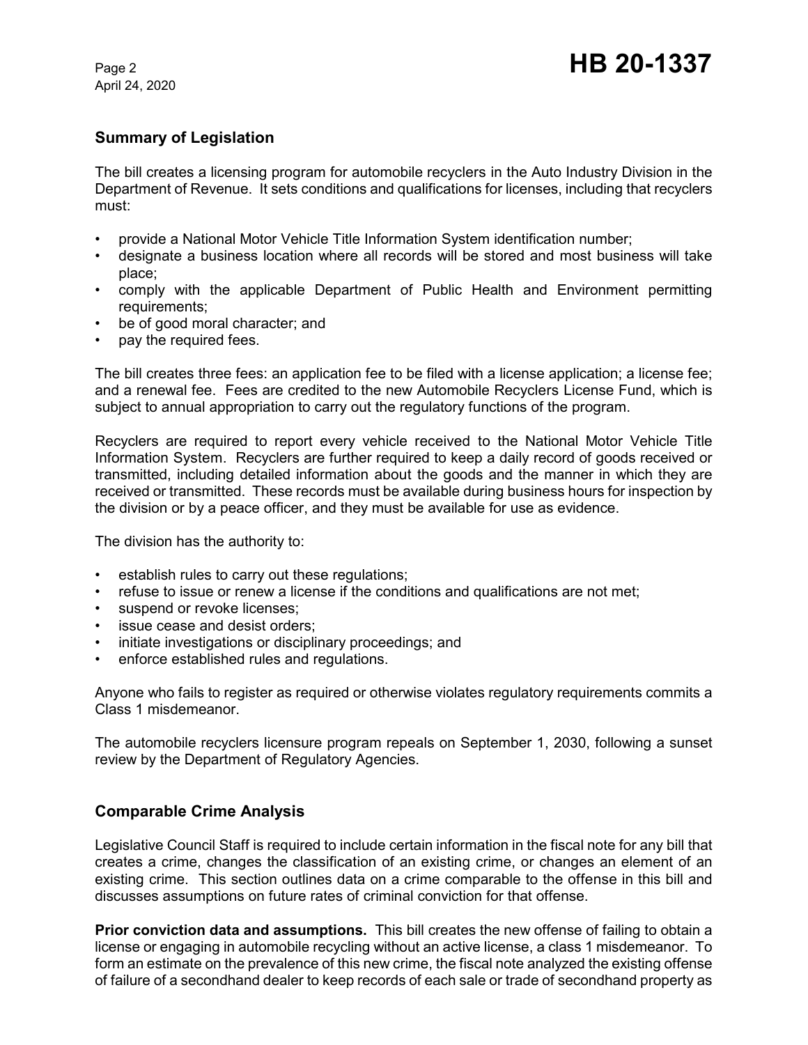## Summary of Legislation

The bill creates a licensing program for automobile recyclers in the Auto Industry Division in the Department of Revenue. It sets conditions and qualifications for licenses, including that recyclers must:

- provide a National Motor Vehicle Title Information System identification number;
- designate a business location where all records will be stored and most business will take place;
- comply with the applicable Department of Public Health and Environment permitting requirements;
- be of good moral character; and
- pay the required fees.

The bill creates three fees: an application fee to be filed with a license application; a license fee; and a renewal fee. Fees are credited to the new Automobile Recyclers License Fund, which is subject to annual appropriation to carry out the regulatory functions of the program.

Recyclers are required to report every vehicle received to the National Motor Vehicle Title Information System. Recyclers are further required to keep a daily record of goods received or transmitted, including detailed information about the goods and the manner in which they are received or transmitted. These records must be available during business hours for inspection by the division or by a peace officer, and they must be available for use as evidence.

The division has the authority to:

- establish rules to carry out these regulations;
- refuse to issue or renew a license if the conditions and qualifications are not met;
- suspend or revoke licenses;
- issue cease and desist orders;
- initiate investigations or disciplinary proceedings; and
- enforce established rules and regulations.

Anyone who fails to register as required or otherwise violates regulatory requirements commits a Class 1 misdemeanor.

The automobile recyclers licensure program repeals on September 1, 2030, following a sunset review by the Department of Regulatory Agencies.

## Comparable Crime Analysis

Legislative Council Staff is required to include certain information in the fiscal note for any bill that creates a crime, changes the classification of an existing crime, or changes an element of an existing crime. This section outlines data on a crime comparable to the offense in this bill and discusses assumptions on future rates of criminal conviction for that offense.

**Prior conviction data and assumptions.** This bill creates the new offense of failing to obtain a license or engaging in automobile recycling without an active license, a class 1 misdemeanor. To form an estimate on the prevalence of this new crime, the fiscal note analyzed the existing offense of failure of a secondhand dealer to keep records of each sale or trade of secondhand property as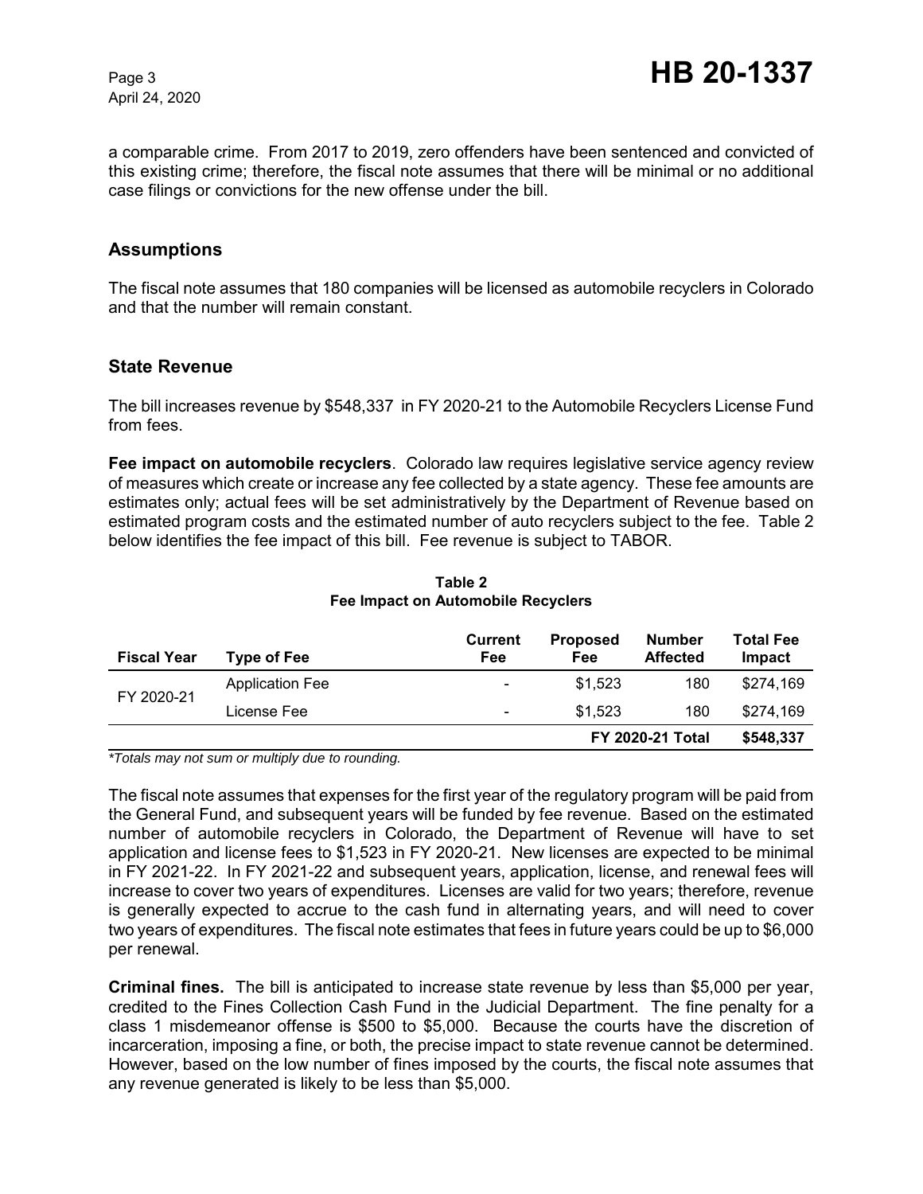a comparable crime. From 2017 to 2019, zero offenders have been sentenced and convicted of this existing crime; therefore, the fiscal note assumes that there will be minimal or no additional case filings or convictions for the new offense under the bill.

## Assumptions

The fiscal note assumes that 180 companies will be licensed as automobile recyclers in Colorado and that the number will remain constant.

## State Revenue

The bill increases revenue by $548,337 in FY 2020-21 to the Automobile Recyclers License Fund from fees.

**Fee impact on automobile recyclers**. Colorado law requires legislative service agency review of measures which create or increase any fee collected by a state agency. These fee amounts are estimates only; actual fees will be set administratively by the Department of Revenue based on estimated program costs and the estimated number of auto recyclers subject to the fee. Table 2 below identifies the fee impact of this bill. Fee revenue is subject to TABOR.

**Table 2**
**Fee Impact on Automobile Recyclers**

| Fiscal Year | Type of Fee | Current Fee | Proposed Fee | Number Affected | Total Fee Impact |
|---|---|---|---|---|---|
| FY 2020-21 | Application Fee | - | $1,523 | 180 | $274,169 |
| | License Fee | - | $1,523 | 180 | $274,169 |
| | | | **FY 2020-21 Total** | | **$548,337** |

*\*Totals may not sum or multiply due to rounding.*

The fiscal note assumes that expenses for the first year of the regulatory program will be paid from the General Fund, and subsequent years will be funded by fee revenue. Based on the estimated number of automobile recyclers in Colorado, the Department of Revenue will have to set application and license fees to $1,523 in FY 2020-21. New licenses are expected to be minimal in FY 2021-22. In FY 2021-22 and subsequent years, application, license, and renewal fees will increase to cover two years of expenditures. Licenses are valid for two years; therefore, revenue is generally expected to accrue to the cash fund in alternating years, and will need to cover two years of expenditures. The fiscal note estimates that fees in future years could be up to $6,000 per renewal.

**Criminal fines.** The bill is anticipated to increase state revenue by less than $5,000 per year, credited to the Fines Collection Cash Fund in the Judicial Department. The fine penalty for a class 1 misdemeanor offense is $500 to $5,000. Because the courts have the discretion of incarceration, imposing a fine, or both, the precise impact to state revenue cannot be determined. However, based on the low number of fines imposed by the courts, the fiscal note assumes that any revenue generated is likely to be less than $5,000.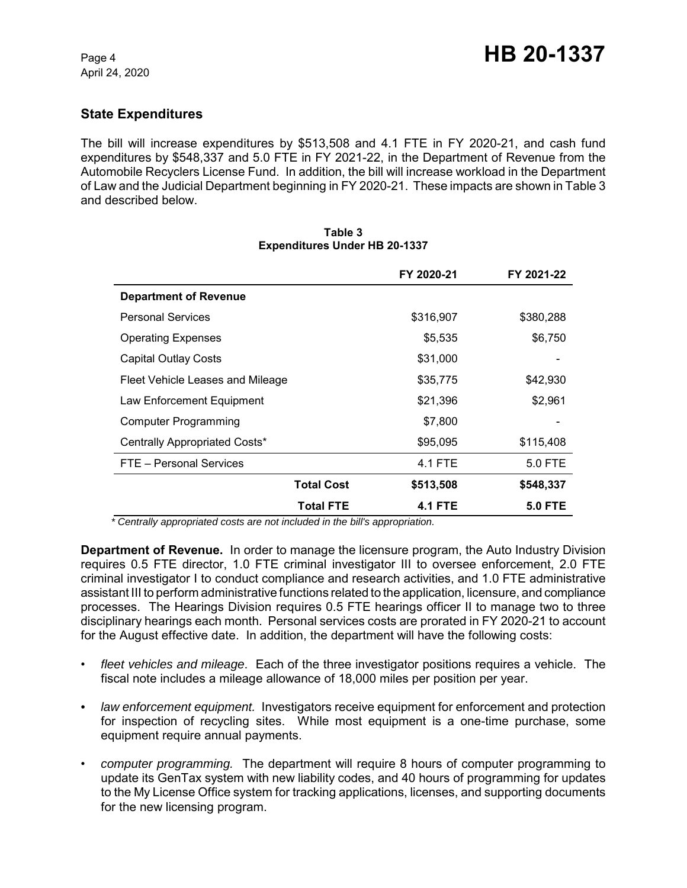## State Expenditures

The bill will increase expenditures by $513,508 and 4.1 FTE in FY 2020-21, and cash fund expenditures by $548,337 and 5.0 FTE in FY 2021-22, in the Department of Revenue from the Automobile Recyclers License Fund. In addition, the bill will increase workload in the Department of Law and the Judicial Department beginning in FY 2020-21. These impacts are shown in Table 3 and described below.

**Table 3**
**Expenditures Under HB 20-1337**

| | FY 2020-21 | FY 2021-22 |
|---|---|---|
| **Department of Revenue** | | |
| Personal Services | $316,907 | $380,288 |
| Operating Expenses | $5,535 | $6,750 |
| Capital Outlay Costs | $31,000 | - |
| Fleet Vehicle Leases and Mileage | $35,775 | $42,930 |
| Law Enforcement Equipment | $21,396 | $2,961 |
| Computer Programming | $7,800 | - |
| Centrally Appropriated Costs* | $95,095 | $115,408 |
| FTE – Personal Services | 4.1 FTE | 5.0 FTE |
| **Total Cost** | **$513,508** | **$548,337** |
| **Total FTE** | **4.1 FTE** | **5.0 FTE** |

*\* Centrally appropriated costs are not included in the bill's appropriation.*

**Department of Revenue.** In order to manage the licensure program, the Auto Industry Division requires 0.5 FTE director, 1.0 FTE criminal investigator III to oversee enforcement, 2.0 FTE criminal investigator I to conduct compliance and research activities, and 1.0 FTE administrative assistant III to perform administrative functions related to the application, licensure, and compliance processes. The Hearings Division requires 0.5 FTE hearings officer II to manage two to three disciplinary hearings each month. Personal services costs are prorated in FY 2020-21 to account for the August effective date. In addition, the department will have the following costs:

- *fleet vehicles and mileage*. Each of the three investigator positions requires a vehicle. The fiscal note includes a mileage allowance of 18,000 miles per position per year.
- *law enforcement equipment.* Investigators receive equipment for enforcement and protection for inspection of recycling sites. While most equipment is a one-time purchase, some equipment require annual payments.
- *computer programming.* The department will require 8 hours of computer programming to update its GenTax system with new liability codes, and 40 hours of programming for updates to the My License Office system for tracking applications, licenses, and supporting documents for the new licensing program.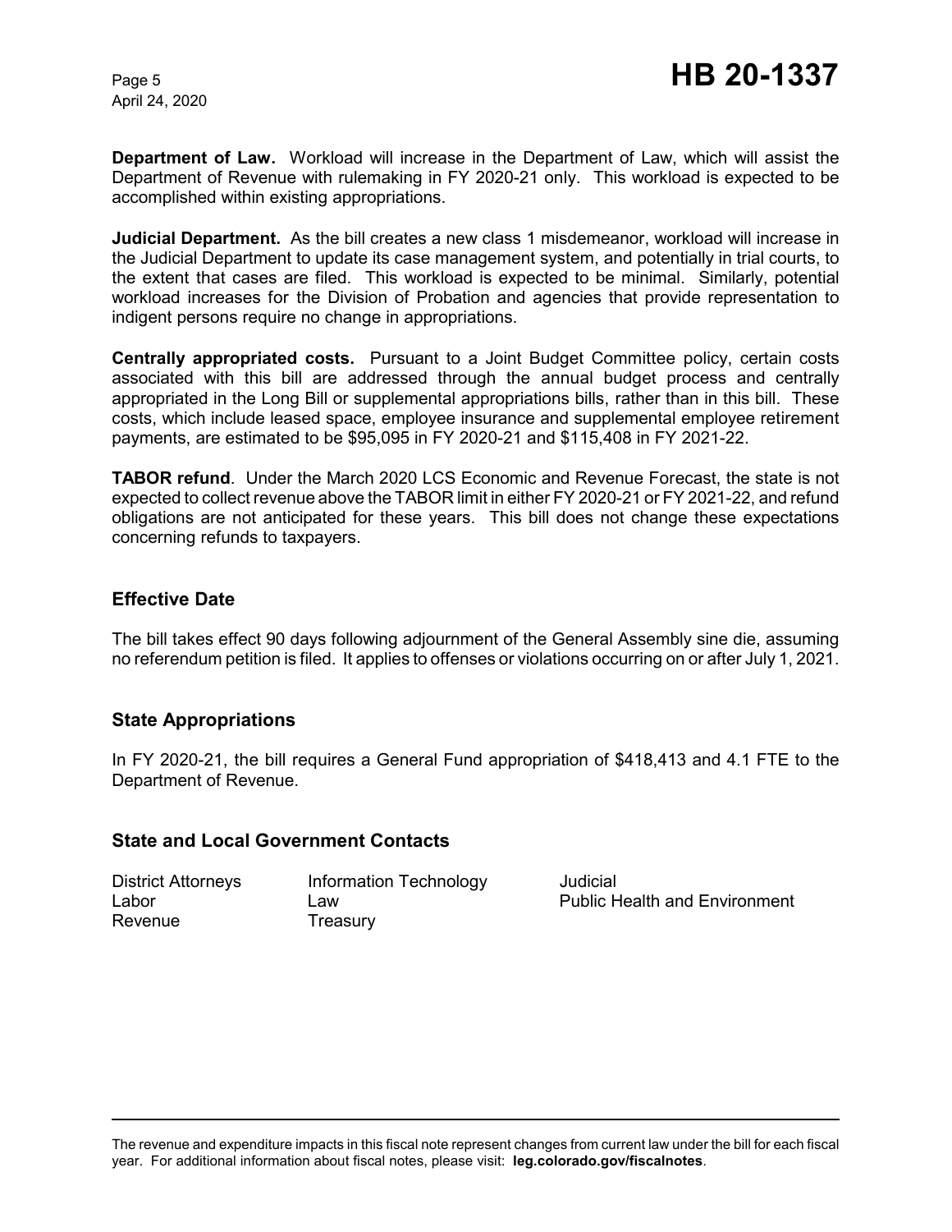**Department of Law.** Workload will increase in the Department of Law, which will assist the Department of Revenue with rulemaking in FY 2020-21 only. This workload is expected to be accomplished within existing appropriations.

**Judicial Department.** As the bill creates a new class 1 misdemeanor, workload will increase in the Judicial Department to update its case management system, and potentially in trial courts, to the extent that cases are filed. This workload is expected to be minimal. Similarly, potential workload increases for the Division of Probation and agencies that provide representation to indigent persons require no change in appropriations.

**Centrally appropriated costs.** Pursuant to a Joint Budget Committee policy, certain costs associated with this bill are addressed through the annual budget process and centrally appropriated in the Long Bill or supplemental appropriations bills, rather than in this bill. These costs, which include leased space, employee insurance and supplemental employee retirement payments, are estimated to be $95,095 in FY 2020-21 and $115,408 in FY 2021-22.

**TABOR refund**. Under the March 2020 LCS Economic and Revenue Forecast, the state is not expected to collect revenue above the TABOR limit in either FY 2020-21 or FY 2021-22, and refund obligations are not anticipated for these years. This bill does not change these expectations concerning refunds to taxpayers.

## Effective Date

The bill takes effect 90 days following adjournment of the General Assembly sine die, assuming no referendum petition is filed. It applies to offenses or violations occurring on or after July 1, 2021.

## State Appropriations

In FY 2020-21, the bill requires a General Fund appropriation of $418,413 and 4.1 FTE to the Department of Revenue.

## State and Local Government Contacts

| | | |
|---|---|---|
| District Attorneys | Information Technology | Judicial |
| Labor | Law | Public Health and Environment |
| Revenue | Treasury | |

The revenue and expenditure impacts in this fiscal note represent changes from current law under the bill for each fiscal year. For additional information about fiscal notes, please visit: **leg.colorado.gov/fiscalnotes**.